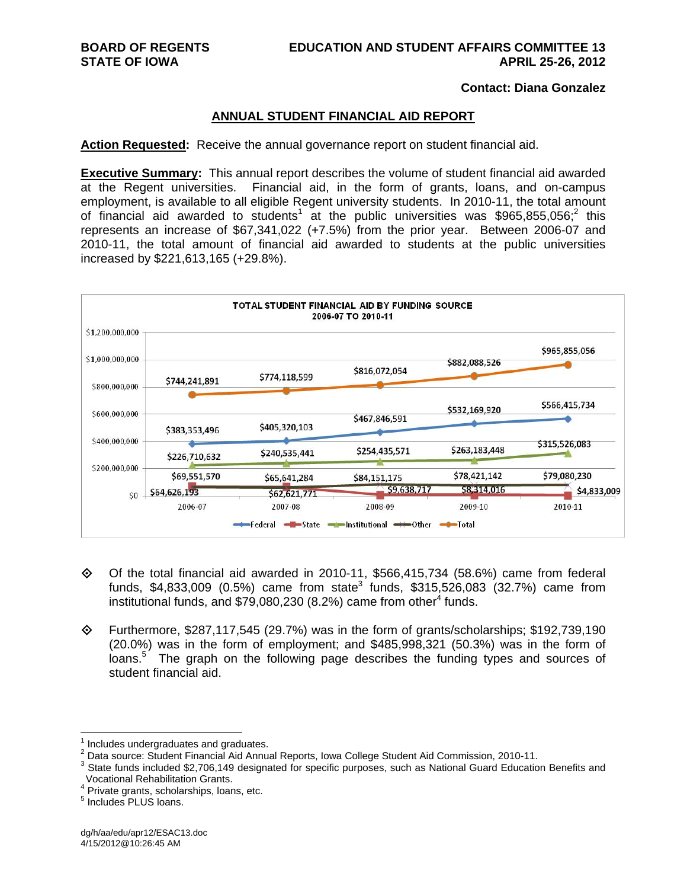Contact: Diana Gonzalez

## ANNUAL STUDENT FINANCIAL AID REPORT

**Action Requested:** Receive the annual governance report on student financial aid.

**Executive Summary:** This annual report describes the volume of student financial aid awarded at the Regent universities. Financial aid, in the form of grants, loans, and on-campus employment, is available to all eligible Regent university students. In 2010-11, the total amount of financial aid awarded to students[1] at the public universities was $965,855,056;[2] this represents an increase of $67,341,022 (+7.5%) from the prior year. Between 2006-07 and 2010-11, the total amount of financial aid awarded to students at the public universities increased by $221,613,165 (+29.8%).

**TOTAL STUDENT FINANCIAL AID BY FUNDING SOURCE**
**2006-07 TO 2010-11**

| | 2006-07 | 2007-08 | 2008-09 | 2009-10 | 2010-11 |
|---|---|---|---|---|---|
| Federal | $383,353,496 | $405,320,103 | $467,846,591 | $532,169,920 | $566,415,734 |
| State | $64,626,193 | $62,621,771 | $9,638,717 | $8,314,016 | $4,833,009 |
| Institutional | $226,710,632 | $240,535,441 | $254,435,571 | $263,183,448 | $315,526,083 |
| Other | $69,551,570 | $65,641,284 | $84,151,175 | $78,421,142 | $79,080,230 |
| Total | $744,241,891 | $774,118,599 | $816,072,054 | $882,088,526 | $965,855,056 |

- Of the total financial aid awarded in 2010-11, $566,415,734 (58.6%) came from federal funds, $4,833,009 (0.5%) came from state[3] funds, $315,526,083 (32.7%) came from institutional funds, and $79,080,230 (8.2%) came from other[4] funds.

- Furthermore, $287,117,545 (29.7%) was in the form of grants/scholarships; $192,739,190 (20.0%) was in the form of employment; and $485,998,321 (50.3%) was in the form of loans.[5] The graph on the following page describes the funding types and sources of student financial aid.

---

[1] Includes undergraduates and graduates.
[2] Data source: Student Financial Aid Annual Reports, Iowa College Student Aid Commission, 2010-11.
[3] State funds included $2,706,149 designated for specific purposes, such as National Guard Education Benefits and Vocational Rehabilitation Grants.
[4] Private grants, scholarships, loans, etc.
[5] Includes PLUS loans.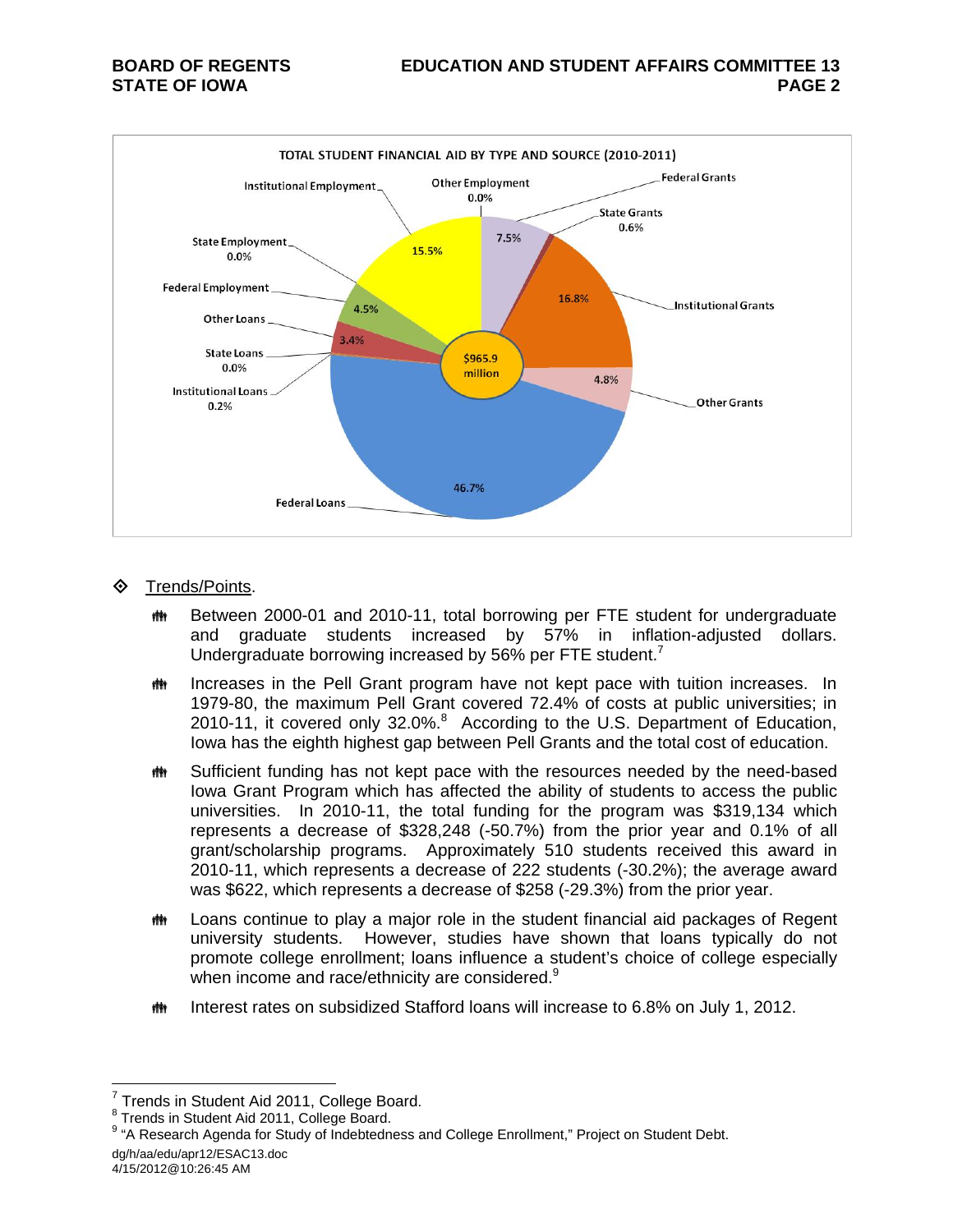TOTAL STUDENT FINANCIAL AID BY TYPE AND SOURCE (2010-2011)

| Type and Source | Percent |
| --- | --- |
| Federal Grants | 7.5% |
| State Grants | 0.6% |
| Institutional Grants | 16.8% |
| Other Grants | 4.8% |
| Federal Loans | 46.7% |
| Institutional Loans | 0.2% |
| State Loans | 0.0% |
| Other Loans | 3.4% |
| Federal Employment | 4.5% |
| State Employment | 0.0% |
| Institutional Employment | 15.5% |
| Other Employment | 0.0% |

Total: $965.9 million

- Trends/Points.
  - Between 2000-01 and 2010-11, total borrowing per FTE student for undergraduate and graduate students increased by 57% in inflation-adjusted dollars. Undergraduate borrowing increased by 56% per FTE student.[7]
  - Increases in the Pell Grant program have not kept pace with tuition increases. In 1979-80, the maximum Pell Grant covered 72.4% of costs at public universities; in 2010-11, it covered only 32.0%.[8] According to the U.S. Department of Education, Iowa has the eighth highest gap between Pell Grants and the total cost of education.
  - Sufficient funding has not kept pace with the resources needed by the need-based Iowa Grant Program which has affected the ability of students to access the public universities. In 2010-11, the total funding for the program was $319,134 which represents a decrease of $328,248 (-50.7%) from the prior year and 0.1% of all grant/scholarship programs. Approximately 510 students received this award in 2010-11, which represents a decrease of 222 students (-30.2%); the average award was $622, which represents a decrease of $258 (-29.3%) from the prior year.
  - Loans continue to play a major role in the student financial aid packages of Regent university students. However, studies have shown that loans typically do not promote college enrollment; loans influence a student's choice of college especially when income and race/ethnicity are considered.[9]
  - Interest rates on subsidized Stafford loans will increase to 6.8% on July 1, 2012.

---

[7] Trends in Student Aid 2011, College Board.
[8] Trends in Student Aid 2011, College Board.
[9] "A Research Agenda for Study of Indebtedness and College Enrollment," Project on Student Debt.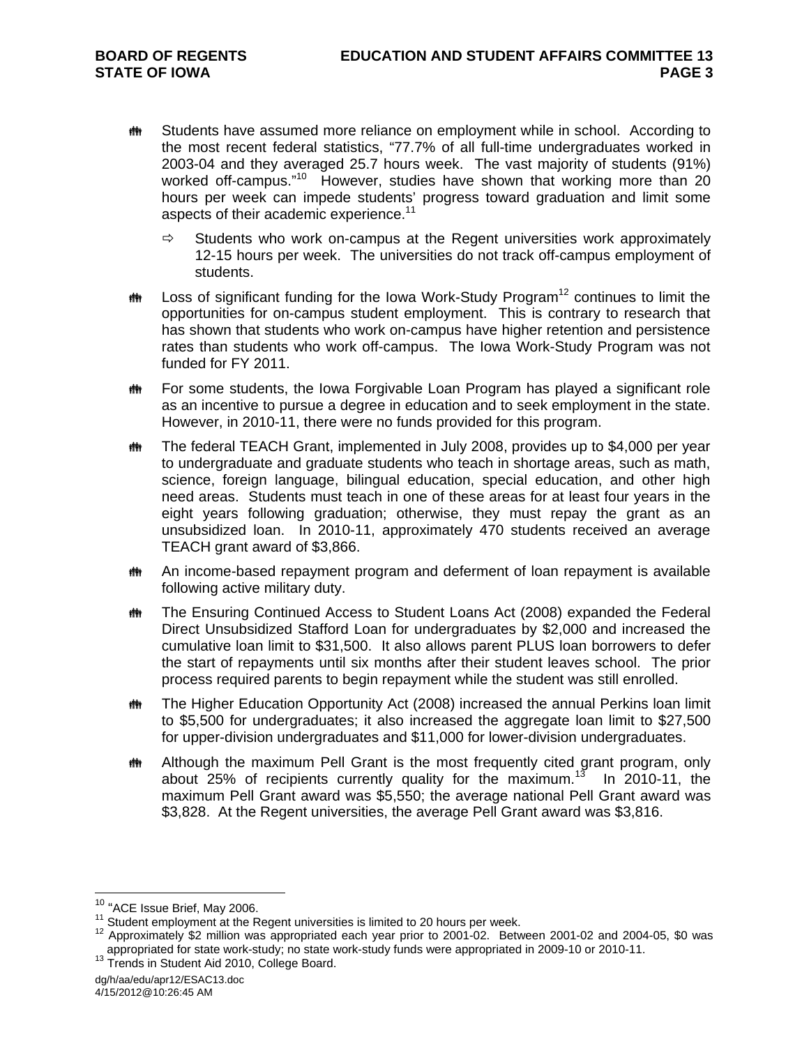- Students have assumed more reliance on employment while in school. According to the most recent federal statistics, "77.7% of all full-time undergraduates worked in 2003-04 and they averaged 25.7 hours week. The vast majority of students (91%) worked off-campus."[10] However, studies have shown that working more than 20 hours per week can impede students' progress toward graduation and limit some aspects of their academic experience.[11]

  - Students who work on-campus at the Regent universities work approximately 12-15 hours per week. The universities do not track off-campus employment of students.

- Loss of significant funding for the Iowa Work-Study Program[12] continues to limit the opportunities for on-campus student employment. This is contrary to research that has shown that students who work on-campus have higher retention and persistence rates than students who work off-campus. The Iowa Work-Study Program was not funded for FY 2011.

- For some students, the Iowa Forgivable Loan Program has played a significant role as an incentive to pursue a degree in education and to seek employment in the state. However, in 2010-11, there were no funds provided for this program.

- The federal TEACH Grant, implemented in July 2008, provides up to $4,000 per year to undergraduate and graduate students who teach in shortage areas, such as math, science, foreign language, bilingual education, special education, and other high need areas. Students must teach in one of these areas for at least four years in the eight years following graduation; otherwise, they must repay the grant as an unsubsidized loan. In 2010-11, approximately 470 students received an average TEACH grant award of $3,866.

- An income-based repayment program and deferment of loan repayment is available following active military duty.

- The Ensuring Continued Access to Student Loans Act (2008) expanded the Federal Direct Unsubsidized Stafford Loan for undergraduates by $2,000 and increased the cumulative loan limit to $31,500. It also allows parent PLUS loan borrowers to defer the start of repayments until six months after their student leaves school. The prior process required parents to begin repayment while the student was still enrolled.

- The Higher Education Opportunity Act (2008) increased the annual Perkins loan limit to $5,500 for undergraduates; it also increased the aggregate loan limit to $27,500 for upper-division undergraduates and $11,000 for lower-division undergraduates.

- Although the maximum Pell Grant is the most frequently cited grant program, only about 25% of recipients currently quality for the maximum.[13] In 2010-11, the maximum Pell Grant award was $5,550; the average national Pell Grant award was $3,828. At the Regent universities, the average Pell Grant award was $3,816.

---

[10] "ACE Issue Brief, May 2006.

[11] Student employment at the Regent universities is limited to 20 hours per week.

[12] Approximately $2 million was appropriated each year prior to 2001-02. Between 2001-02 and 2004-05, $0 was appropriated for state work-study; no state work-study funds were appropriated in 2009-10 or 2010-11.

[13] Trends in Student Aid 2010, College Board.

dg/h/aa/edu/apr12/ESAC13.doc
4/15/2012@10:26:45 AM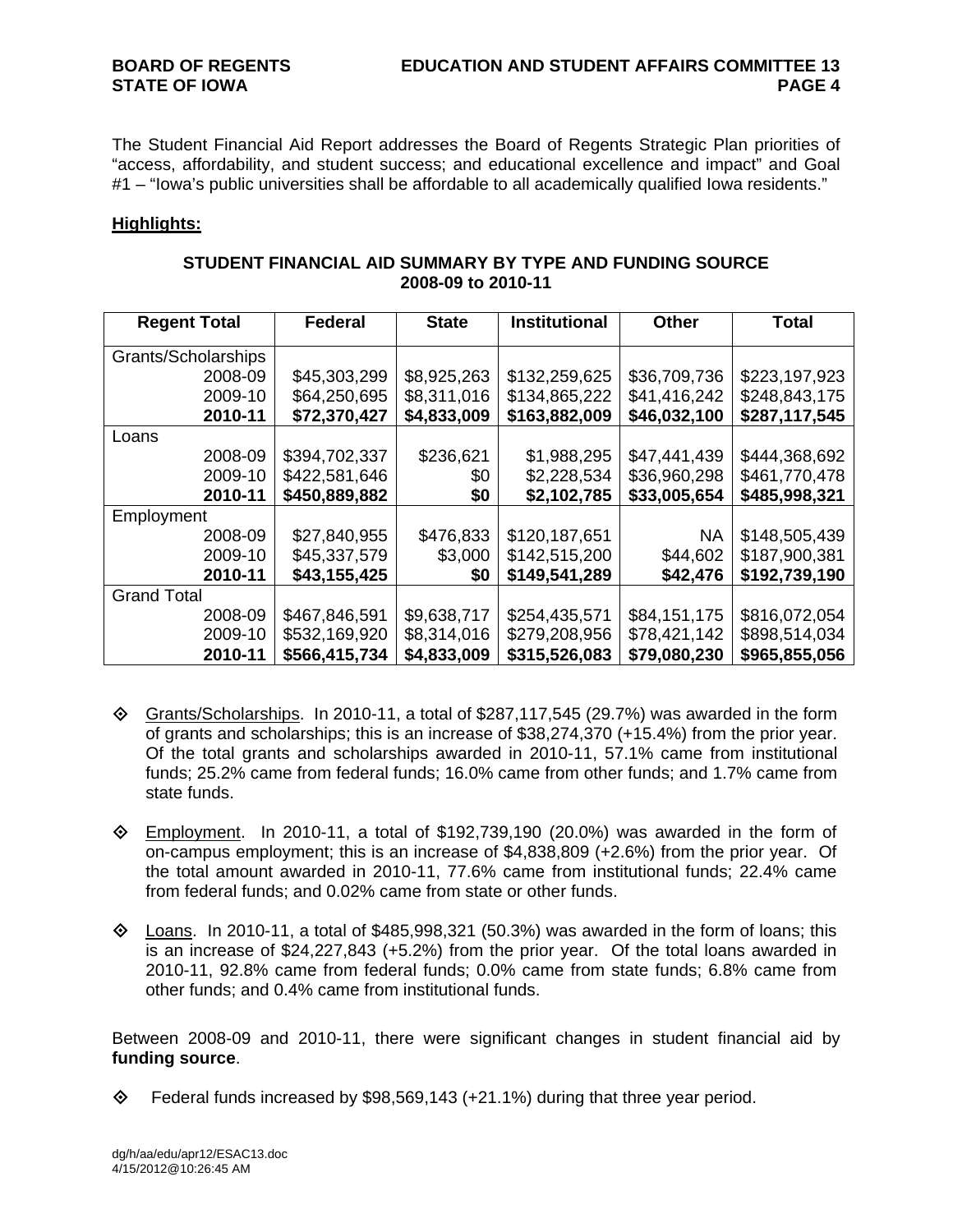The Student Financial Aid Report addresses the Board of Regents Strategic Plan priorities of "access, affordability, and student success; and educational excellence and impact" and Goal #1 – "Iowa's public universities shall be affordable to all academically qualified Iowa residents."

**Highlights:**

**STUDENT FINANCIAL AID SUMMARY BY TYPE AND FUNDING SOURCE 2008-09 to 2010-11**

| Regent Total | Federal | State | Institutional | Other | Total |
|---|---|---|---|---|---|
| Grants/Scholarships | | | | | |
| 2008-09 | $45,303,299 | $8,925,263 | $132,259,625 | $36,709,736 | $223,197,923 |
| 2009-10 | $64,250,695 | $8,311,016 | $134,865,222 | $41,416,242 | $248,843,175 |
| **2010-11** | **$72,370,427** | **$4,833,009** | **$163,882,009** | **$46,032,100** | **$287,117,545** |
| Loans | | | | | |
| 2008-09 | $394,702,337 | $236,621 | $1,988,295 | $47,441,439 | $444,368,692 |
| 2009-10 | $422,581,646 | $0 | $2,228,534 | $36,960,298 | $461,770,478 |
| **2010-11** | **$450,889,882** | **$0** | **$2,102,785** | **$33,005,654** | **$485,998,321** |
| Employment | | | | | |
| 2008-09 | $27,840,955 | $476,833 | $120,187,651 | NA | $148,505,439 |
| 2009-10 | $45,337,579 | $3,000 | $142,515,200 | $44,602 | $187,900,381 |
| **2010-11** | **$43,155,425** | **$0** | **$149,541,289** | **$42,476** | **$192,739,190** |
| Grand Total | | | | | |
| 2008-09 | $467,846,591 | $9,638,717 | $254,435,571 | $84,151,175 | $816,072,054 |
| 2009-10 | $532,169,920 | $8,314,016 | $279,208,956 | $78,421,142 | $898,514,034 |
| **2010-11** | **$566,415,734** | **$4,833,009** | **$315,526,083** | **$79,080,230** | **$965,855,056** |

- Grants/Scholarships. In 2010-11, a total of $287,117,545 (29.7%) was awarded in the form of grants and scholarships; this is an increase of $38,274,370 (+15.4%) from the prior year. Of the total grants and scholarships awarded in 2010-11, 57.1% came from institutional funds; 25.2% came from federal funds; 16.0% came from other funds; and 1.7% came from state funds.

- Employment. In 2010-11, a total of $192,739,190 (20.0%) was awarded in the form of on-campus employment; this is an increase of $4,838,809 (+2.6%) from the prior year. Of the total amount awarded in 2010-11, 77.6% came from institutional funds; 22.4% came from federal funds; and 0.02% came from state or other funds.

- Loans. In 2010-11, a total of $485,998,321 (50.3%) was awarded in the form of loans; this is an increase of $24,227,843 (+5.2%) from the prior year. Of the total loans awarded in 2010-11, 92.8% came from federal funds; 0.0% came from state funds; 6.8% came from other funds; and 0.4% came from institutional funds.

Between 2008-09 and 2010-11, there were significant changes in student financial aid by **funding source**.

- Federal funds increased by $98,569,143 (+21.1%) during that three year period.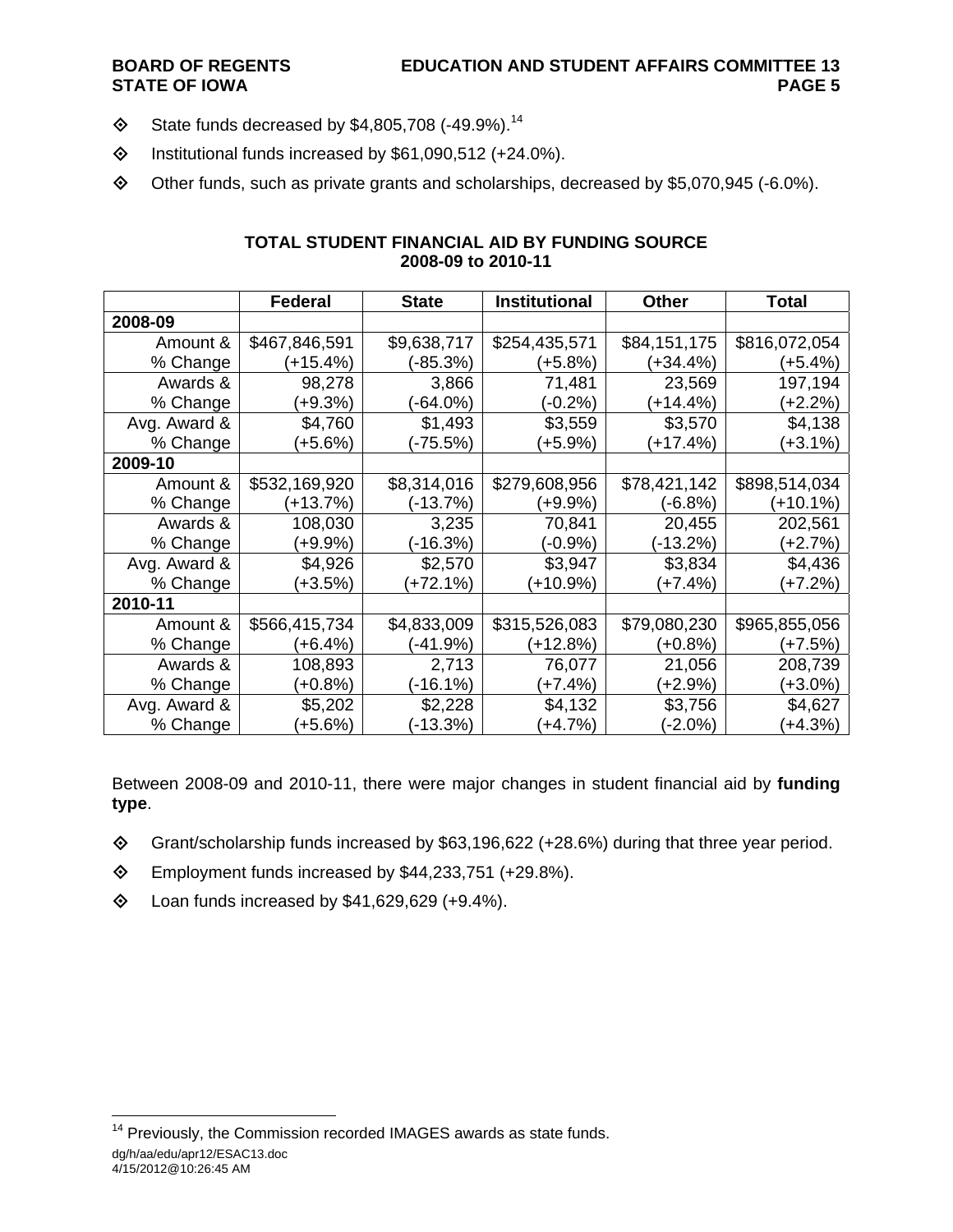- State funds decreased by $4,805,708 (-49.9%).[14]
- Institutional funds increased by $61,090,512 (+24.0%).
- Other funds, such as private grants and scholarships, decreased by $5,070,945 (-6.0%).

**TOTAL STUDENT FINANCIAL AID BY FUNDING SOURCE**
**2008-09 to 2010-11**

| | Federal | State | Institutional | Other | Total |
|---|---|---|---|---|---|
| **2008-09** | | | | | |
| Amount & % Change | $467,846,591 (+15.4%) | $9,638,717 (-85.3%) | $254,435,571 (+5.8%) | $84,151,175 (+34.4%) | $816,072,054 (+5.4%) |
| Awards & % Change | 98,278 (+9.3%) | 3,866 (-64.0%) | 71,481 (-0.2%) | 23,569 (+14.4%) | 197,194 (+2.2%) |
| Avg. Award & % Change | $4,760 (+5.6%) | $1,493 (-75.5%) | $3,559 (+5.9%) | $3,570 (+17.4%) | $4,138 (+3.1%) |
| **2009-10** | | | | | |
| Amount & % Change | $532,169,920 (+13.7%) | $8,314,016 (-13.7%) | $279,608,956 (+9.9%) | $78,421,142 (-6.8%) | $898,514,034 (+10.1%) |
| Awards & % Change | 108,030 (+9.9%) | 3,235 (-16.3%) | 70,841 (-0.9%) | 20,455 (-13.2%) | 202,561 (+2.7%) |
| Avg. Award & % Change | $4,926 (+3.5%) | $2,570 (+72.1%) | $3,947 (+10.9%) | $3,834 (+7.4%) | $4,436 (+7.2%) |
| **2010-11** | | | | | |
| Amount & % Change | $566,415,734 (+6.4%) | $4,833,009 (-41.9%) | $315,526,083 (+12.8%) | $79,080,230 (+0.8%) | $965,855,056 (+7.5%) |
| Awards & % Change | 108,893 (+0.8%) | 2,713 (-16.1%) | 76,077 (+7.4%) | 21,056 (+2.9%) | 208,739 (+3.0%) |
| Avg. Award & % Change | $5,202 (+5.6%) | $2,228 (-13.3%) | $4,132 (+4.7%) | $3,756 (-2.0%) | $4,627 (+4.3%) |

Between 2008-09 and 2010-11, there were major changes in student financial aid by **funding type**.

- Grant/scholarship funds increased by $63,196,622 (+28.6%) during that three year period.
- Employment funds increased by $44,233,751 (+29.8%).
- Loan funds increased by $41,629,629 (+9.4%).

[14] Previously, the Commission recorded IMAGES awards as state funds.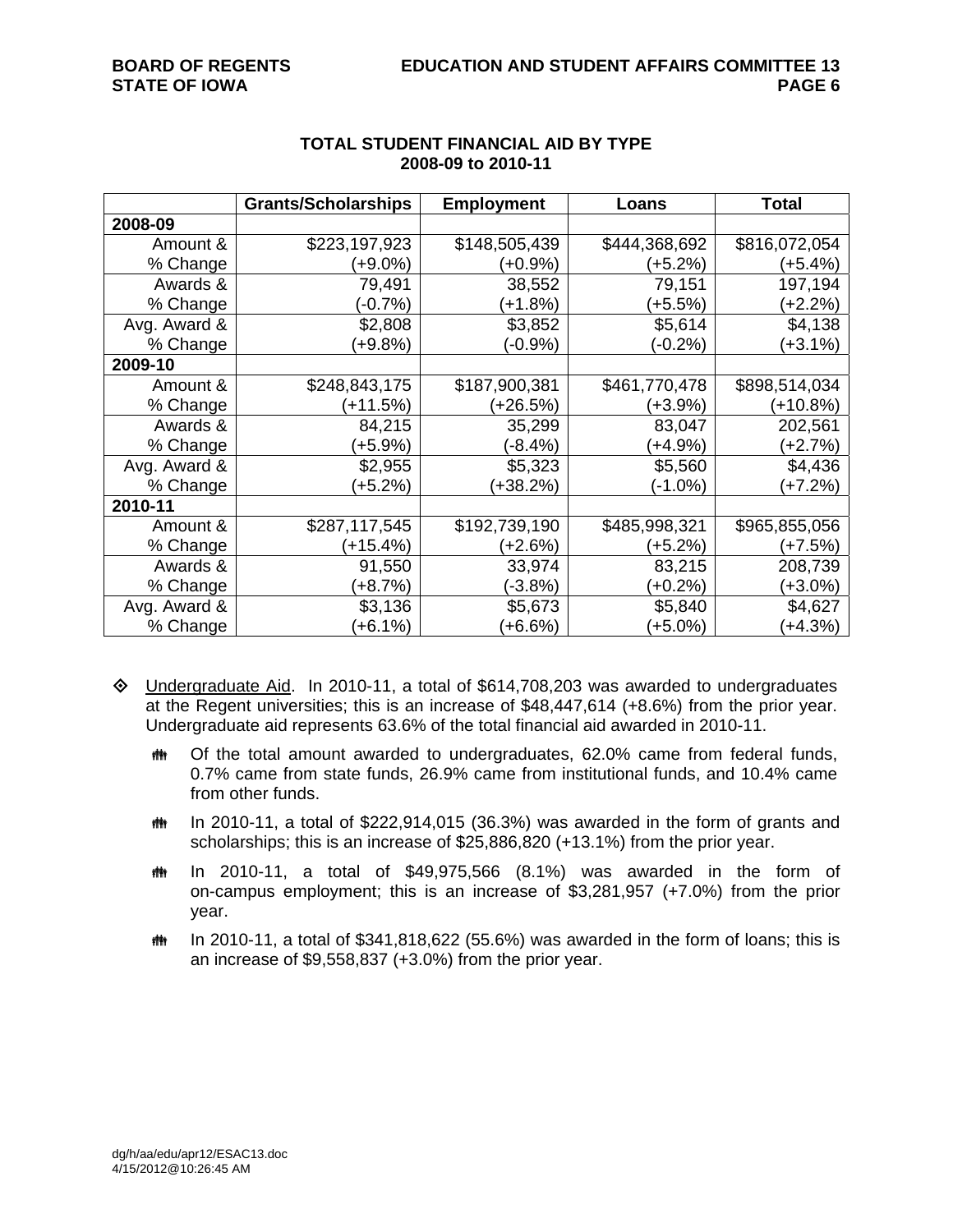**TOTAL STUDENT FINANCIAL AID BY TYPE**
**2008-09 to 2010-11**

| | Grants/Scholarships | Employment | Loans | Total |
|---|---|---|---|---|
| **2008-09** | | | | |
| Amount & | $223,197,923 | $148,505,439 | $444,368,692 | $816,072,054 |
| % Change | (+9.0%) | (+0.9%) | (+5.2%) | (+5.4%) |
| Awards & | 79,491 | 38,552 | 79,151 | 197,194 |
| % Change | (-0.7%) | (+1.8%) | (+5.5%) | (+2.2%) |
| Avg. Award & | $2,808 | $3,852 | $5,614 | $4,138 |
| % Change | (+9.8%) | (-0.9%) | (-0.2%) | (+3.1%) |
| **2009-10** | | | | |
| Amount & | $248,843,175 | $187,900,381 | $461,770,478 | $898,514,034 |
| % Change | (+11.5%) | (+26.5%) | (+3.9%) | (+10.8%) |
| Awards & | 84,215 | 35,299 | 83,047 | 202,561 |
| % Change | (+5.9%) | (-8.4%) | (+4.9%) | (+2.7%) |
| Avg. Award & | $2,955 | $5,323 | $5,560 | $4,436 |
| % Change | (+5.2%) | (+38.2%) | (-1.0%) | (+7.2%) |
| **2010-11** | | | | |
| Amount & | $287,117,545 | $192,739,190 | $485,998,321 | $965,855,056 |
| % Change | (+15.4%) | (+2.6%) | (+5.2%) | (+7.5%) |
| Awards & | 91,550 | 33,974 | 83,215 | 208,739 |
| % Change | (+8.7%) | (-3.8%) | (+0.2%) | (+3.0%) |
| Avg. Award & | $3,136 | $5,673 | $5,840 | $4,627 |
| % Change | (+6.1%) | (+6.6%) | (+5.0%) | (+4.3%) |

- Undergraduate Aid. In 2010-11, a total of $614,708,203 was awarded to undergraduates at the Regent universities; this is an increase of $48,447,614 (+8.6%) from the prior year. Undergraduate aid represents 63.6% of the total financial aid awarded in 2010-11.

  - Of the total amount awarded to undergraduates, 62.0% came from federal funds, 0.7% came from state funds, 26.9% came from institutional funds, and 10.4% came from other funds.
  - In 2010-11, a total of $222,914,015 (36.3%) was awarded in the form of grants and scholarships; this is an increase of $25,886,820 (+13.1%) from the prior year.
  - In 2010-11, a total of $49,975,566 (8.1%) was awarded in the form of on-campus employment; this is an increase of $3,281,957 (+7.0%) from the prior year.
  - In 2010-11, a total of $341,818,622 (55.6%) was awarded in the form of loans; this is an increase of $9,558,837 (+3.0%) from the prior year.

dg/h/aa/edu/apr12/ESAC13.doc
4/15/2012@10:26:45 AM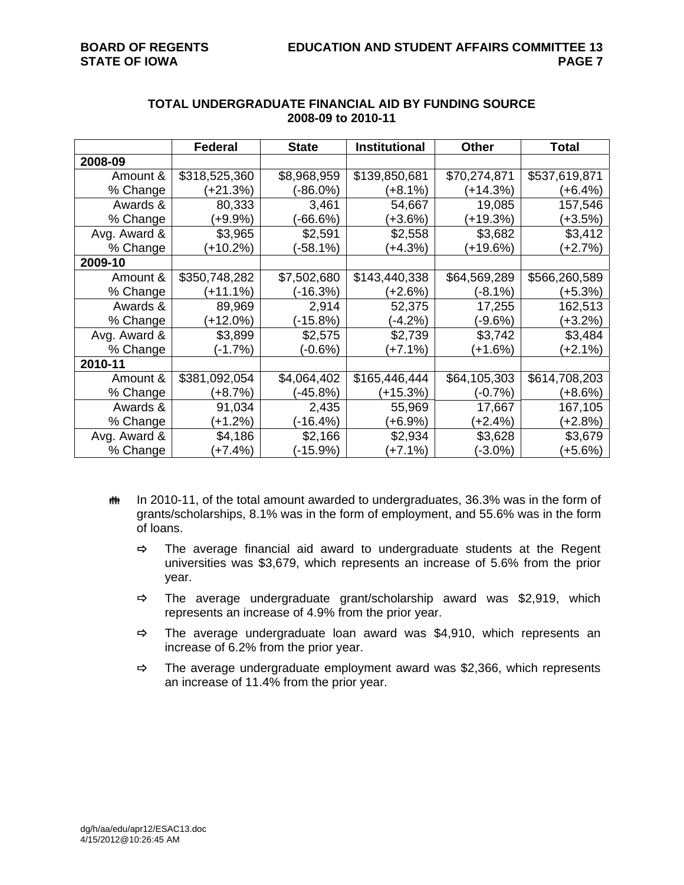## TOTAL UNDERGRADUATE FINANCIAL AID BY FUNDING SOURCE
## 2008-09 to 2010-11

| | Federal | State | Institutional | Other | Total |
|---|---|---|---|---|---|
| **2008-09** | | | | | |
| Amount & | $318,525,360 | $8,968,959 | $139,850,681 | $70,274,871 | $537,619,871 |
| % Change | (+21.3%) | (-86.0%) | (+8.1%) | (+14.3%) | (+6.4%) |
| Awards & | 80,333 | 3,461 | 54,667 | 19,085 | 157,546 |
| % Change | (+9.9%) | (-66.6%) | (+3.6%) | (+19.3%) | (+3.5%) |
| Avg. Award & | $3,965 | $2,591 | $2,558 | $3,682 | $3,412 |
| % Change | (+10.2%) | (-58.1%) | (+4.3%) | (+19.6%) | (+2.7%) |
| **2009-10** | | | | | |
| Amount & | $350,748,282 | $7,502,680 | $143,440,338 | $64,569,289 | $566,260,589 |
| % Change | (+11.1%) | (-16.3%) | (+2.6%) | (-8.1%) | (+5.3%) |
| Awards & | 89,969 | 2,914 | 52,375 | 17,255 | 162,513 |
| % Change | (+12.0%) | (-15.8%) | (-4.2%) | (-9.6%) | (+3.2%) |
| Avg. Award & | $3,899 | $2,575 | $2,739 | $3,742 | $3,484 |
| % Change | (-1.7%) | (-0.6%) | (+7.1%) | (+1.6%) | (+2.1%) |
| **2010-11** | | | | | |
| Amount & | $381,092,054 | $4,064,402 | $165,446,444 | $64,105,303 | $614,708,203 |
| % Change | (+8.7%) | (-45.8%) | (+15.3%) | (-0.7%) | (+8.6%) |
| Awards & | 91,034 | 2,435 | 55,969 | 17,667 | 167,105 |
| % Change | (+1.2%) | (-16.4%) | (+6.9%) | (+2.4%) | (+2.8%) |
| Avg. Award & | $4,186 | $2,166 | $2,934 | $3,628 | $3,679 |
| % Change | (+7.4%) | (-15.9%) | (+7.1%) | (-3.0%) | (+5.6%) |

- In 2010-11, of the total amount awarded to undergraduates, 36.3% was in the form of grants/scholarships, 8.1% was in the form of employment, and 55.6% was in the form of loans.
  - The average financial aid award to undergraduate students at the Regent universities was $3,679, which represents an increase of 5.6% from the prior year.
  - The average undergraduate grant/scholarship award was $2,919, which represents an increase of 4.9% from the prior year.
  - The average undergraduate loan award was $4,910, which represents an increase of 6.2% from the prior year.
  - The average undergraduate employment award was $2,366, which represents an increase of 11.4% from the prior year.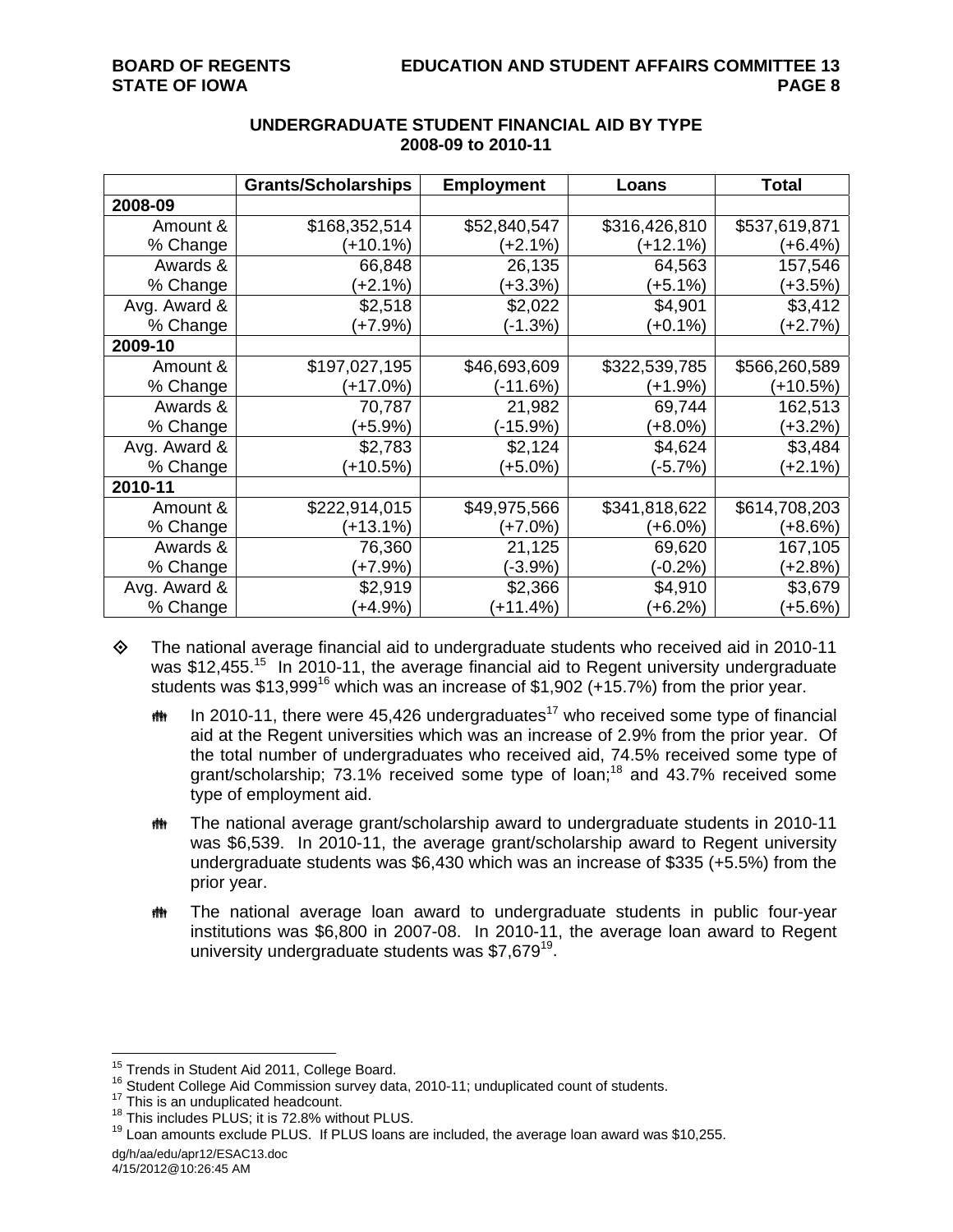## UNDERGRADUATE STUDENT FINANCIAL AID BY TYPE
## 2008-09 to 2010-11

| | Grants/Scholarships | Employment | Loans | Total |
|---|---|---|---|---|
| **2008-09** | | | | |
| Amount & % Change | $168,352,514 (+10.1%) | $52,840,547 (+2.1%) | $316,426,810 (+12.1%) | $537,619,871 (+6.4%) |
| Awards & % Change | 66,848 (+2.1%) | 26,135 (+3.3%) | 64,563 (+5.1%) | 157,546 (+3.5%) |
| Avg. Award & % Change | $2,518 (+7.9%) | $2,022 (-1.3%) | $4,901 (+0.1%) | $3,412 (+2.7%) |
| **2009-10** | | | | |
| Amount & % Change | $197,027,195 (+17.0%) | $46,693,609 (-11.6%) | $322,539,785 (+1.9%) | $566,260,589 (+10.5%) |
| Awards & % Change | 70,787 (+5.9%) | 21,982 (-15.9%) | 69,744 (+8.0%) | 162,513 (+3.2%) |
| Avg. Award & % Change | $2,783 (+10.5%) | $2,124 (+5.0%) | $4,624 (-5.7%) | $3,484 (+2.1%) |
| **2010-11** | | | | |
| Amount & % Change | $222,914,015 (+13.1%) | $49,975,566 (+7.0%) | $341,818,622 (+6.0%) | $614,708,203 (+8.6%) |
| Awards & % Change | 76,360 (+7.9%) | 21,125 (-3.9%) | 69,620 (-0.2%) | 167,105 (+2.8%) |
| Avg. Award & % Change | $2,919 (+4.9%) | $2,366 (+11.4%) | $4,910 (+6.2%) | $3,679 (+5.6%) |

- The national average financial aid to undergraduate students who received aid in 2010-11 was $12,455.[15] In 2010-11, the average financial aid to Regent university undergraduate students was $13,999[16] which was an increase of $1,902 (+15.7%) from the prior year.

  - In 2010-11, there were 45,426 undergraduates[17] who received some type of financial aid at the Regent universities which was an increase of 2.9% from the prior year. Of the total number of undergraduates who received aid, 74.5% received some type of grant/scholarship; 73.1% received some type of loan;[18] and 43.7% received some type of employment aid.

  - The national average grant/scholarship award to undergraduate students in 2010-11 was $6,539. In 2010-11, the average grant/scholarship award to Regent university undergraduate students was $6,430 which was an increase of $335 (+5.5%) from the prior year.

  - The national average loan award to undergraduate students in public four-year institutions was $6,800 in 2007-08. In 2010-11, the average loan award to Regent university undergraduate students was $7,679[19].

---

[15] Trends in Student Aid 2011, College Board.
[16] Student College Aid Commission survey data, 2010-11; unduplicated count of students.
[17] This is an unduplicated headcount.
[18] This includes PLUS; it is 72.8% without PLUS.
[19] Loan amounts exclude PLUS. If PLUS loans are included, the average loan award was $10,255.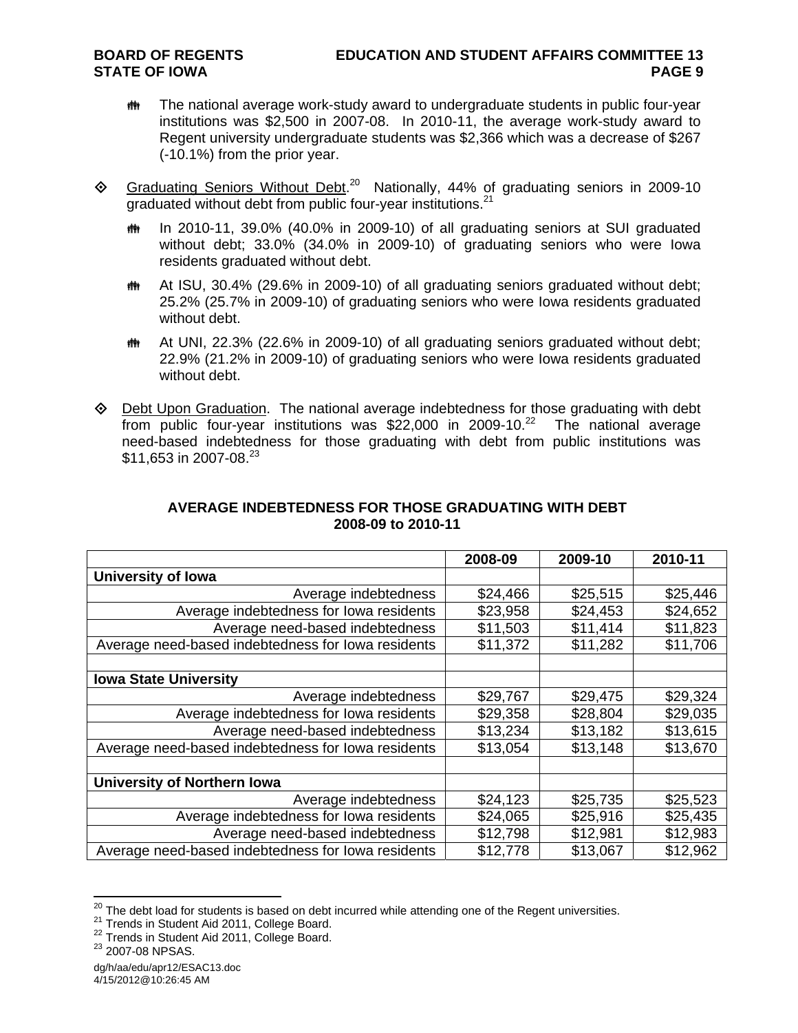- The national average work-study award to undergraduate students in public four-year institutions was $2,500 in 2007-08. In 2010-11, the average work-study award to Regent university undergraduate students was $2,366 which was a decrease of $267 (-10.1%) from the prior year.

- Graduating Seniors Without Debt.[20] Nationally, 44% of graduating seniors in 2009-10 graduated without debt from public four-year institutions.[21]

  - In 2010-11, 39.0% (40.0% in 2009-10) of all graduating seniors at SUI graduated without debt; 33.0% (34.0% in 2009-10) of graduating seniors who were Iowa residents graduated without debt.

  - At ISU, 30.4% (29.6% in 2009-10) of all graduating seniors graduated without debt; 25.2% (25.7% in 2009-10) of graduating seniors who were Iowa residents graduated without debt.

  - At UNI, 22.3% (22.6% in 2009-10) of all graduating seniors graduated without debt; 22.9% (21.2% in 2009-10) of graduating seniors who were Iowa residents graduated without debt.

- Debt Upon Graduation. The national average indebtedness for those graduating with debt from public four-year institutions was $22,000 in 2009-10.[22] The national average need-based indebtedness for those graduating with debt from public institutions was $11,653 in 2007-08.[23]

**AVERAGE INDEBTEDNESS FOR THOSE GRADUATING WITH DEBT**
**2008-09 to 2010-11**

| | 2008-09 | 2009-10 | 2010-11 |
|---|---|---|---|
| **University of Iowa** | | | |
| Average indebtedness | $24,466 | $25,515 | $25,446 |
| Average indebtedness for Iowa residents | $23,958 | $24,453 | $24,652 |
| Average need-based indebtedness | $11,503 | $11,414 | $11,823 |
| Average need-based indebtedness for Iowa residents | $11,372 | $11,282 | $11,706 |
| | | | |
| **Iowa State University** | | | |
| Average indebtedness | $29,767 | $29,475 | $29,324 |
| Average indebtedness for Iowa residents | $29,358 | $28,804 | $29,035 |
| Average need-based indebtedness | $13,234 | $13,182 | $13,615 |
| Average need-based indebtedness for Iowa residents | $13,054 | $13,148 | $13,670 |
| | | | |
| **University of Northern Iowa** | | | |
| Average indebtedness | $24,123 | $25,735 | $25,523 |
| Average indebtedness for Iowa residents | $24,065 | $25,916 | $25,435 |
| Average need-based indebtedness | $12,798 | $12,981 | $12,983 |
| Average need-based indebtedness for Iowa residents | $12,778 | $13,067 | $12,962 |

[20] The debt load for students is based on debt incurred while attending one of the Regent universities.
[21] Trends in Student Aid 2011, College Board.
[22] Trends in Student Aid 2011, College Board.
[23] 2007-08 NPSAS.

dg/h/aa/edu/apr12/ESAC13.doc
4/15/2012@10:26:45 AM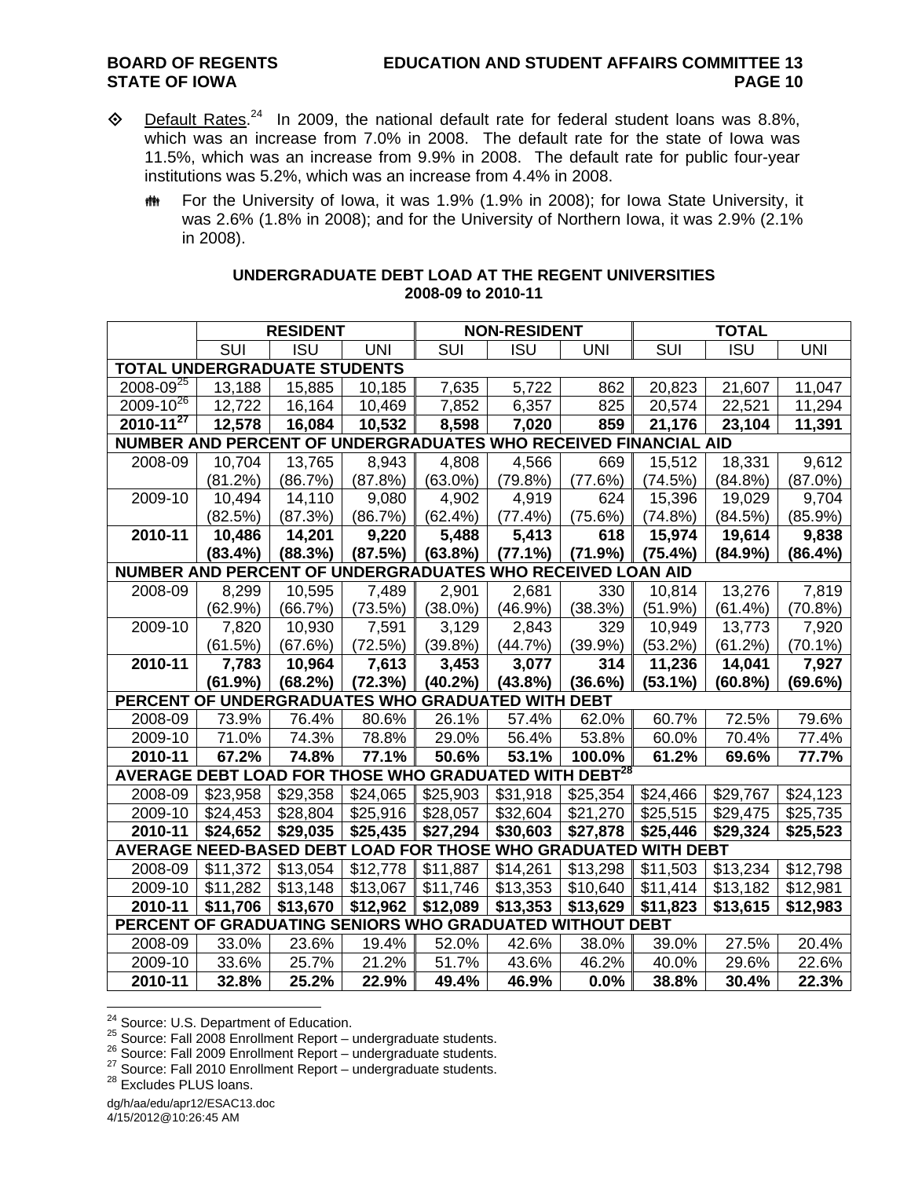- Default Rates.[24] In 2009, the national default rate for federal student loans was 8.8%, which was an increase from 7.0% in 2008. The default rate for the state of Iowa was 11.5%, which was an increase from 9.9% in 2008. The default rate for public four-year institutions was 5.2%, which was an increase from 4.4% in 2008.

  - For the University of Iowa, it was 1.9% (1.9% in 2008); for Iowa State University, it was 2.6% (1.8% in 2008); and for the University of Northern Iowa, it was 2.9% (2.1% in 2008).

**UNDERGRADUATE DEBT LOAD AT THE REGENT UNIVERSITIES**
**2008-09 to 2010-11**

| | RESIDENT | | | NON-RESIDENT | | | TOTAL | | |
|---|---|---|---|---|---|---|---|---|---|
| | SUI | ISU | UNI | SUI | ISU | UNI | SUI | ISU | UNI |
| **TOTAL UNDERGRADUATE STUDENTS** | | | | | | | | | |
| 2008-09[25] | 13,188 | 15,885 | 10,185 | 7,635 | 5,722 | 862 | 20,823 | 21,607 | 11,047 |
| 2009-10[26] | 12,722 | 16,164 | 10,469 | 7,852 | 6,357 | 825 | 20,574 | 22,521 | 11,294 |
| **2010-11[27]** | **12,578** | **16,084** | **10,532** | **8,598** | **7,020** | **859** | **21,176** | **23,104** | **11,391** |
| **NUMBER AND PERCENT OF UNDERGRADUATES WHO RECEIVED FINANCIAL AID** | | | | | | | | | |
| 2008-09 | 10,704 (81.2%) | 13,765 (86.7%) | 8,943 (87.8%) | 4,808 (63.0%) | 4,566 (79.8%) | 669 (77.6%) | 15,512 (74.5%) | 18,331 (84.8%) | 9,612 (87.0%) |
| 2009-10 | 10,494 (82.5%) | 14,110 (87.3%) | 9,080 (86.7%) | 4,902 (62.4%) | 4,919 (77.4%) | 624 (75.6%) | 15,396 (74.8%) | 19,029 (84.5%) | 9,704 (85.9%) |
| **2010-11** | **10,486 (83.4%)** | **14,201 (88.3%)** | **9,220 (87.5%)** | **5,488 (63.8%)** | **5,413 (77.1%)** | **618 (71.9%)** | **15,974 (75.4%)** | **19,614 (84.9%)** | **9,838 (86.4%)** |
| **NUMBER AND PERCENT OF UNDERGRADUATES WHO RECEIVED LOAN AID** | | | | | | | | | |
| 2008-09 | 8,299 (62.9%) | 10,595 (66.7%) | 7,489 (73.5%) | 2,901 (38.0%) | 2,681 (46.9%) | 330 (38.3%) | 10,814 (51.9%) | 13,276 (61.4%) | 7,819 (70.8%) |
| 2009-10 | 7,820 (61.5%) | 10,930 (67.6%) | 7,591 (72.5%) | 3,129 (39.8%) | 2,843 (44.7%) | 329 (39.9%) | 10,949 (53.2%) | 13,773 (61.2%) | 7,920 (70.1%) |
| **2010-11** | **7,783 (61.9%)** | **10,964 (68.2%)** | **7,613 (72.3%)** | **3,453 (40.2%)** | **3,077 (43.8%)** | **314 (36.6%)** | **11,236 (53.1%)** | **14,041 (60.8%)** | **7,927 (69.6%)** |
| **PERCENT OF UNDERGRADUATES WHO GRADUATED WITH DEBT** | | | | | | | | | |
| 2008-09 | 73.9% | 76.4% | 80.6% | 26.1% | 57.4% | 62.0% | 60.7% | 72.5% | 79.6% |
| 2009-10 | 71.0% | 74.3% | 78.8% | 29.0% | 56.4% | 53.8% | 60.0% | 70.4% | 77.4% |
| **2010-11** | **67.2%** | **74.8%** | **77.1%** | **50.6%** | **53.1%** | **100.0%** | **61.2%** | **69.6%** | **77.7%** |
| **AVERAGE DEBT LOAD FOR THOSE WHO GRADUATED WITH DEBT[28]** | | | | | | | | | |
| 2008-09 | $23,958 | $29,358 | $24,065 | $25,903 | $31,918 | $25,354 | $24,466 | $29,767 | $24,123 |
| 2009-10 | $24,453 | $28,804 | $25,916 | $28,057 | $32,604 | $21,270 | $25,515 | $29,475 | $25,735 |
| **2010-11** | **$24,652** | **$29,035** | **$25,435** | **$27,294** | **$30,603** | **$27,878** | **$25,446** | **$29,324** | **$25,523** |
| **AVERAGE NEED-BASED DEBT LOAD FOR THOSE WHO GRADUATED WITH DEBT** | | | | | | | | | |
| 2008-09 | $11,372 | $13,054 | $12,778 | $11,887 | $14,261 | $13,298 | $11,503 | $13,234 | $12,798 |
| 2009-10 | $11,282 | $13,148 | $13,067 | $11,746 | $13,353 | $10,640 | $11,414 | $13,182 | $12,981 |
| **2010-11** | **$11,706** | **$13,670** | **$12,962** | **$12,089** | **$13,353** | **$13,629** | **$11,823** | **$13,615** | **$12,983** |
| **PERCENT OF GRADUATING SENIORS WHO GRADUATED WITHOUT DEBT** | | | | | | | | | |
| 2008-09 | 33.0% | 23.6% | 19.4% | 52.0% | 42.6% | 38.0% | 39.0% | 27.5% | 20.4% |
| 2009-10 | 33.6% | 25.7% | 21.2% | 51.7% | 43.6% | 46.2% | 40.0% | 29.6% | 22.6% |
| **2010-11** | **32.8%** | **25.2%** | **22.9%** | **49.4%** | **46.9%** | **0.0%** | **38.8%** | **30.4%** | **22.3%** |

[24] Source: U.S. Department of Education.
[25] Source: Fall 2008 Enrollment Report – undergraduate students.
[26] Source: Fall 2009 Enrollment Report – undergraduate students.
[27] Source: Fall 2010 Enrollment Report – undergraduate students.
[28] Excludes PLUS loans.

dg/h/aa/edu/apr12/ESAC13.doc
4/15/2012@10:26:45 AM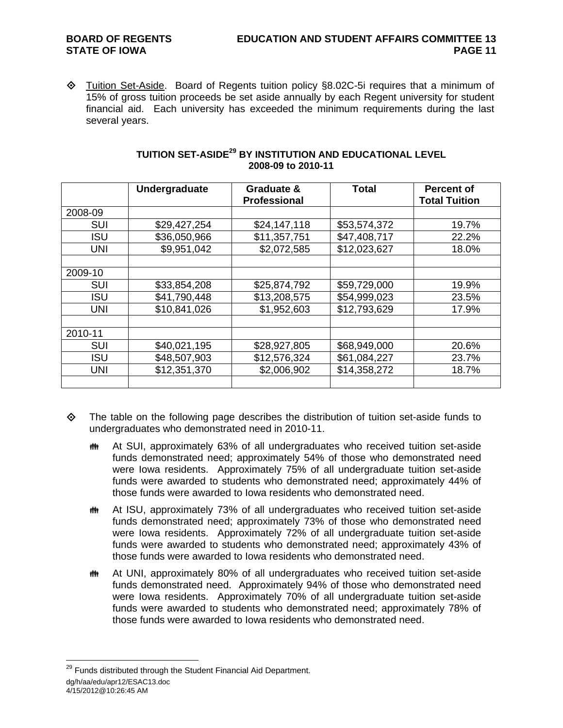- Tuition Set-Aside. Board of Regents tuition policy §8.02C-5i requires that a minimum of 15% of gross tuition proceeds be set aside annually by each Regent university for student financial aid. Each university has exceeded the minimum requirements during the last several years.

**TUITION SET-ASIDE[29] BY INSTITUTION AND EDUCATIONAL LEVEL**
**2008-09 to 2010-11**

| | Undergraduate | Graduate & Professional | Total | Percent of Total Tuition |
|---|---|---|---|---|
| 2008-09 | | | | |
| SUI | $29,427,254 | $24,147,118 | $53,574,372 | 19.7% |
| ISU | $36,050,966 | $11,357,751 | $47,408,717 | 22.2% |
| UNI | $9,951,042 | $2,072,585 | $12,023,627 | 18.0% |
| | | | | |
| 2009-10 | | | | |
| SUI | $33,854,208 | $25,874,792 | $59,729,000 | 19.9% |
| ISU | $41,790,448 | $13,208,575 | $54,999,023 | 23.5% |
| UNI | $10,841,026 | $1,952,603 | $12,793,629 | 17.9% |
| | | | | |
| 2010-11 | | | | |
| SUI | $40,021,195 | $28,927,805 | $68,949,000 | 20.6% |
| ISU | $48,507,903 | $12,576,324 | $61,084,227 | 23.7% |
| UNI | $12,351,370 | $2,006,902 | $14,358,272 | 18.7% |
| | | | | |

- The table on the following page describes the distribution of tuition set-aside funds to undergraduates who demonstrated need in 2010-11.
  - At SUI, approximately 63% of all undergraduates who received tuition set-aside funds demonstrated need; approximately 54% of those who demonstrated need were Iowa residents. Approximately 75% of all undergraduate tuition set-aside funds were awarded to students who demonstrated need; approximately 44% of those funds were awarded to Iowa residents who demonstrated need.
  - At ISU, approximately 73% of all undergraduates who received tuition set-aside funds demonstrated need; approximately 73% of those who demonstrated need were Iowa residents. Approximately 72% of all undergraduate tuition set-aside funds were awarded to students who demonstrated need; approximately 43% of those funds were awarded to Iowa residents who demonstrated need.
  - At UNI, approximately 80% of all undergraduates who received tuition set-aside funds demonstrated need. Approximately 94% of those who demonstrated need were Iowa residents. Approximately 70% of all undergraduate tuition set-aside funds were awarded to students who demonstrated need; approximately 78% of those funds were awarded to Iowa residents who demonstrated need.

[29] Funds distributed through the Student Financial Aid Department.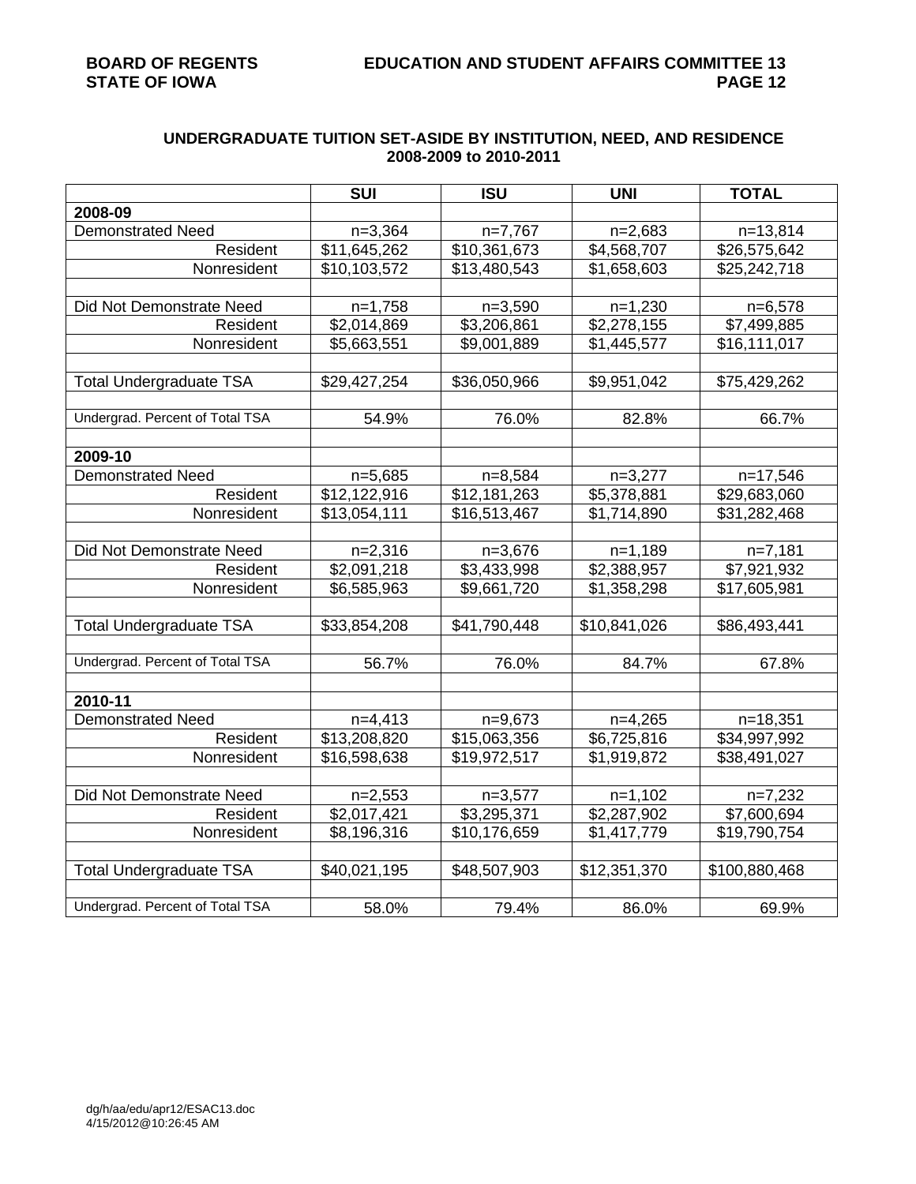## UNDERGRADUATE TUITION SET-ASIDE BY INSTITUTION, NEED, AND RESIDENCE
## 2008-2009 to 2010-2011

| | SUI | ISU | UNI | TOTAL |
|---|---|---|---|---|
| **2008-09** | | | | |
| Demonstrated Need | n=3,364 | n=7,767 | n=2,683 | n=13,814 |
| Resident | $11,645,262 | $10,361,673 | $4,568,707 | $26,575,642 |
| Nonresident | $10,103,572 | $13,480,543 | $1,658,603 | $25,242,718 |
| | | | | |
| Did Not Demonstrate Need | n=1,758 | n=3,590 | n=1,230 | n=6,578 |
| Resident | $2,014,869 | $3,206,861 | $2,278,155 | $7,499,885 |
| Nonresident | $5,663,551 | $9,001,889 | $1,445,577 | $16,111,017 |
| | | | | |
| Total Undergraduate TSA | $29,427,254 | $36,050,966 | $9,951,042 | $75,429,262 |
| | | | | |
| Undergrad. Percent of Total TSA | 54.9% | 76.0% | 82.8% | 66.7% |
| | | | | |
| **2009-10** | | | | |
| Demonstrated Need | n=5,685 | n=8,584 | n=3,277 | n=17,546 |
| Resident | $12,122,916 | $12,181,263 | $5,378,881 | $29,683,060 |
| Nonresident | $13,054,111 | $16,513,467 | $1,714,890 | $31,282,468 |
| | | | | |
| Did Not Demonstrate Need | n=2,316 | n=3,676 | n=1,189 | n=7,181 |
| Resident | $2,091,218 | $3,433,998 | $2,388,957 | $7,921,932 |
| Nonresident | $6,585,963 | $9,661,720 | $1,358,298 | $17,605,981 |
| | | | | |
| Total Undergraduate TSA | $33,854,208 | $41,790,448 | $10,841,026 | $86,493,441 |
| | | | | |
| Undergrad. Percent of Total TSA | 56.7% | 76.0% | 84.7% | 67.8% |
| | | | | |
| **2010-11** | | | | |
| Demonstrated Need | n=4,413 | n=9,673 | n=4,265 | n=18,351 |
| Resident | $13,208,820 | $15,063,356 | $6,725,816 | $34,997,992 |
| Nonresident | $16,598,638 | $19,972,517 | $1,919,872 | $38,491,027 |
| | | | | |
| Did Not Demonstrate Need | n=2,553 | n=3,577 | n=1,102 | n=7,232 |
| Resident | $2,017,421 | $3,295,371 | $2,287,902 | $7,600,694 |
| Nonresident | $8,196,316 | $10,176,659 | $1,417,779 | $19,790,754 |
| | | | | |
| Total Undergraduate TSA | $40,021,195 | $48,507,903 | $12,351,370 | $100,880,468 |
| | | | | |
| Undergrad. Percent of Total TSA | 58.0% | 79.4% | 86.0% | 69.9% |

dg/h/aa/edu/apr12/ESAC13.doc
4/15/2012@10:26:45 AM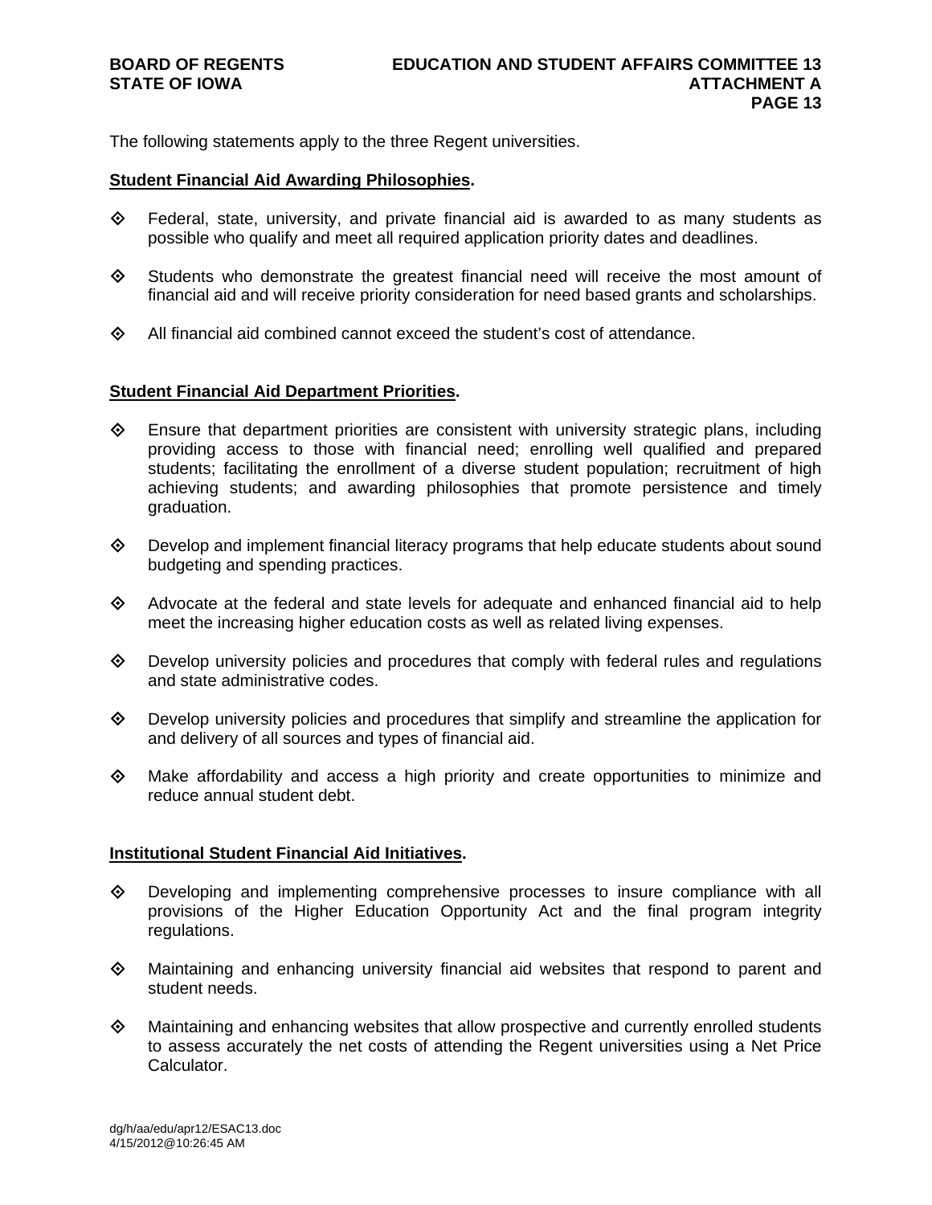The following statements apply to the three Regent universities.

**Student Financial Aid Awarding Philosophies.**

- Federal, state, university, and private financial aid is awarded to as many students as possible who qualify and meet all required application priority dates and deadlines.
- Students who demonstrate the greatest financial need will receive the most amount of financial aid and will receive priority consideration for need based grants and scholarships.
- All financial aid combined cannot exceed the student's cost of attendance.

**Student Financial Aid Department Priorities.**

- Ensure that department priorities are consistent with university strategic plans, including providing access to those with financial need; enrolling well qualified and prepared students; facilitating the enrollment of a diverse student population; recruitment of high achieving students; and awarding philosophies that promote persistence and timely graduation.
- Develop and implement financial literacy programs that help educate students about sound budgeting and spending practices.
- Advocate at the federal and state levels for adequate and enhanced financial aid to help meet the increasing higher education costs as well as related living expenses.
- Develop university policies and procedures that comply with federal rules and regulations and state administrative codes.
- Develop university policies and procedures that simplify and streamline the application for and delivery of all sources and types of financial aid.
- Make affordability and access a high priority and create opportunities to minimize and reduce annual student debt.

**Institutional Student Financial Aid Initiatives.**

- Developing and implementing comprehensive processes to insure compliance with all provisions of the Higher Education Opportunity Act and the final program integrity regulations.
- Maintaining and enhancing university financial aid websites that respond to parent and student needs.
- Maintaining and enhancing websites that allow prospective and currently enrolled students to assess accurately the net costs of attending the Regent universities using a Net Price Calculator.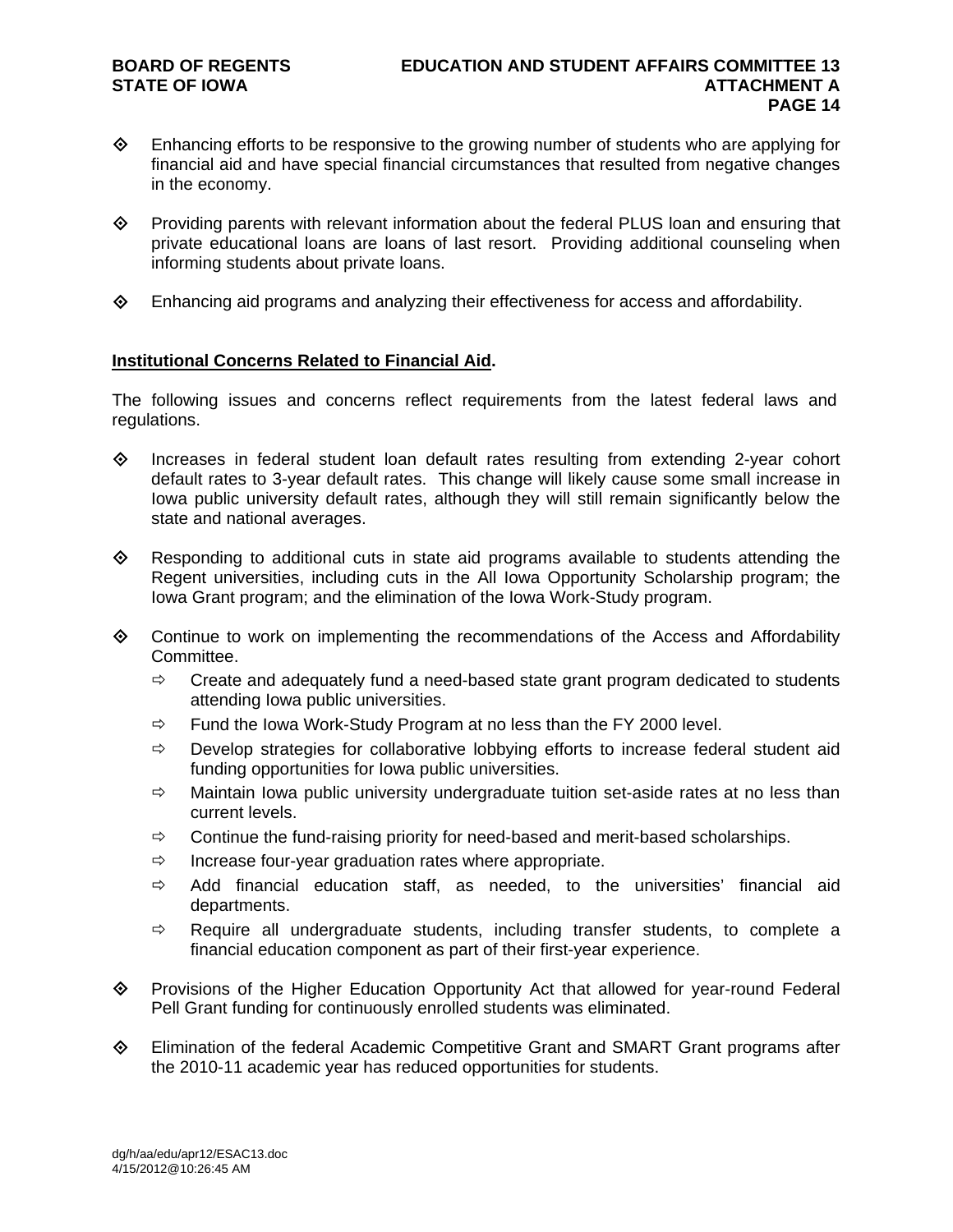- Enhancing efforts to be responsive to the growing number of students who are applying for financial aid and have special financial circumstances that resulted from negative changes in the economy.

- Providing parents with relevant information about the federal PLUS loan and ensuring that private educational loans are loans of last resort. Providing additional counseling when informing students about private loans.

- Enhancing aid programs and analyzing their effectiveness for access and affordability.

**Institutional Concerns Related to Financial Aid.**

The following issues and concerns reflect requirements from the latest federal laws and regulations.

- Increases in federal student loan default rates resulting from extending 2-year cohort default rates to 3-year default rates. This change will likely cause some small increase in Iowa public university default rates, although they will still remain significantly below the state and national averages.

- Responding to additional cuts in state aid programs available to students attending the Regent universities, including cuts in the All Iowa Opportunity Scholarship program; the Iowa Grant program; and the elimination of the Iowa Work-Study program.

- Continue to work on implementing the recommendations of the Access and Affordability Committee.
  - Create and adequately fund a need-based state grant program dedicated to students attending Iowa public universities.
  - Fund the Iowa Work-Study Program at no less than the FY 2000 level.
  - Develop strategies for collaborative lobbying efforts to increase federal student aid funding opportunities for Iowa public universities.
  - Maintain Iowa public university undergraduate tuition set-aside rates at no less than current levels.
  - Continue the fund-raising priority for need-based and merit-based scholarships.
  - Increase four-year graduation rates where appropriate.
  - Add financial education staff, as needed, to the universities' financial aid departments.
  - Require all undergraduate students, including transfer students, to complete a financial education component as part of their first-year experience.

- Provisions of the Higher Education Opportunity Act that allowed for year-round Federal Pell Grant funding for continuously enrolled students was eliminated.

- Elimination of the federal Academic Competitive Grant and SMART Grant programs after the 2010-11 academic year has reduced opportunities for students.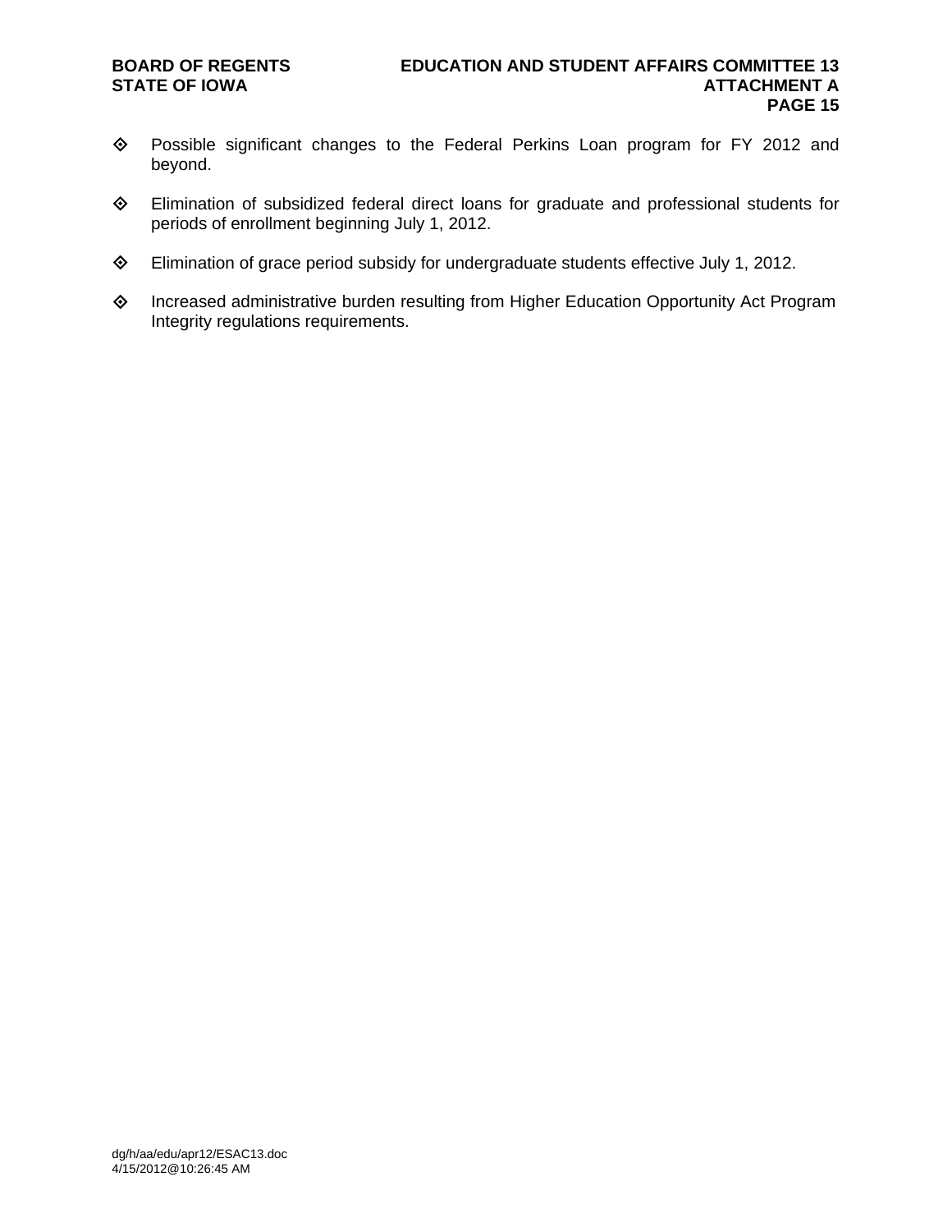- Possible significant changes to the Federal Perkins Loan program for FY 2012 and beyond.

- Elimination of subsidized federal direct loans for graduate and professional students for periods of enrollment beginning July 1, 2012.

- Elimination of grace period subsidy for undergraduate students effective July 1, 2012.

- Increased administrative burden resulting from Higher Education Opportunity Act Program Integrity regulations requirements.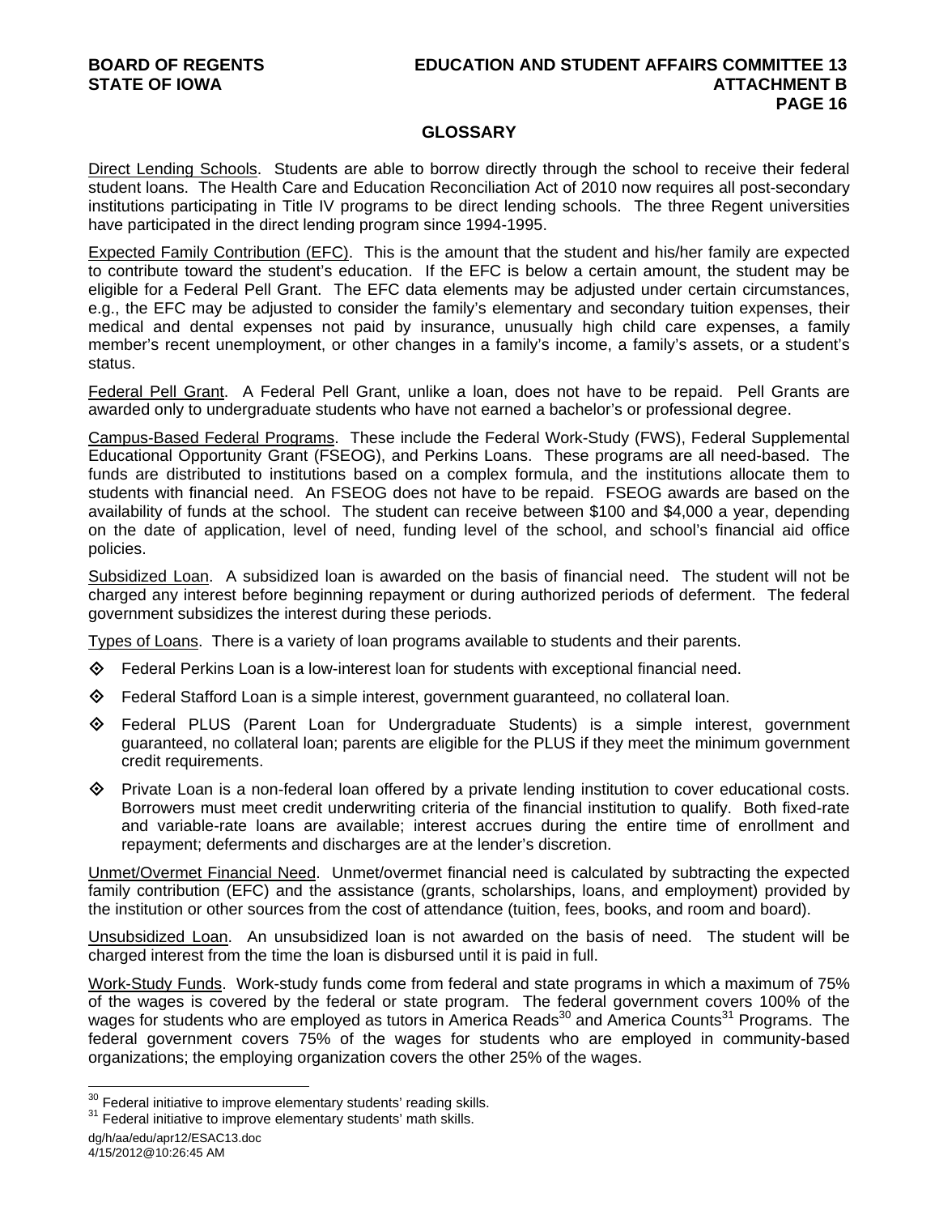## GLOSSARY

Direct Lending Schools. Students are able to borrow directly through the school to receive their federal student loans. The Health Care and Education Reconciliation Act of 2010 now requires all post-secondary institutions participating in Title IV programs to be direct lending schools. The three Regent universities have participated in the direct lending program since 1994-1995.

Expected Family Contribution (EFC). This is the amount that the student and his/her family are expected to contribute toward the student's education. If the EFC is below a certain amount, the student may be eligible for a Federal Pell Grant. The EFC data elements may be adjusted under certain circumstances, e.g., the EFC may be adjusted to consider the family's elementary and secondary tuition expenses, their medical and dental expenses not paid by insurance, unusually high child care expenses, a family member's recent unemployment, or other changes in a family's income, a family's assets, or a student's status.

Federal Pell Grant. A Federal Pell Grant, unlike a loan, does not have to be repaid. Pell Grants are awarded only to undergraduate students who have not earned a bachelor's or professional degree.

Campus-Based Federal Programs. These include the Federal Work-Study (FWS), Federal Supplemental Educational Opportunity Grant (FSEOG), and Perkins Loans. These programs are all need-based. The funds are distributed to institutions based on a complex formula, and the institutions allocate them to students with financial need. An FSEOG does not have to be repaid. FSEOG awards are based on the availability of funds at the school. The student can receive between $100 and $4,000 a year, depending on the date of application, level of need, funding level of the school, and school's financial aid office policies.

Subsidized Loan. A subsidized loan is awarded on the basis of financial need. The student will not be charged any interest before beginning repayment or during authorized periods of deferment. The federal government subsidizes the interest during these periods.

Types of Loans. There is a variety of loan programs available to students and their parents.

- Federal Perkins Loan is a low-interest loan for students with exceptional financial need.
- Federal Stafford Loan is a simple interest, government guaranteed, no collateral loan.
- Federal PLUS (Parent Loan for Undergraduate Students) is a simple interest, government guaranteed, no collateral loan; parents are eligible for the PLUS if they meet the minimum government credit requirements.
- Private Loan is a non-federal loan offered by a private lending institution to cover educational costs. Borrowers must meet credit underwriting criteria of the financial institution to qualify. Both fixed-rate and variable-rate loans are available; interest accrues during the entire time of enrollment and repayment; deferments and discharges are at the lender's discretion.

Unmet/Overmet Financial Need. Unmet/overmet financial need is calculated by subtracting the expected family contribution (EFC) and the assistance (grants, scholarships, loans, and employment) provided by the institution or other sources from the cost of attendance (tuition, fees, books, and room and board).

Unsubsidized Loan. An unsubsidized loan is not awarded on the basis of need. The student will be charged interest from the time the loan is disbursed until it is paid in full.

Work-Study Funds. Work-study funds come from federal and state programs in which a maximum of 75% of the wages is covered by the federal or state program. The federal government covers 100% of the wages for students who are employed as tutors in America Reads[30] and America Counts[31] Programs. The federal government covers 75% of the wages for students who are employed in community-based organizations; the employing organization covers the other 25% of the wages.

[30] Federal initiative to improve elementary students' reading skills.
[31] Federal initiative to improve elementary students' math skills.

dg/h/aa/edu/apr12/ESAC13.doc
4/15/2012@10:26:45 AM